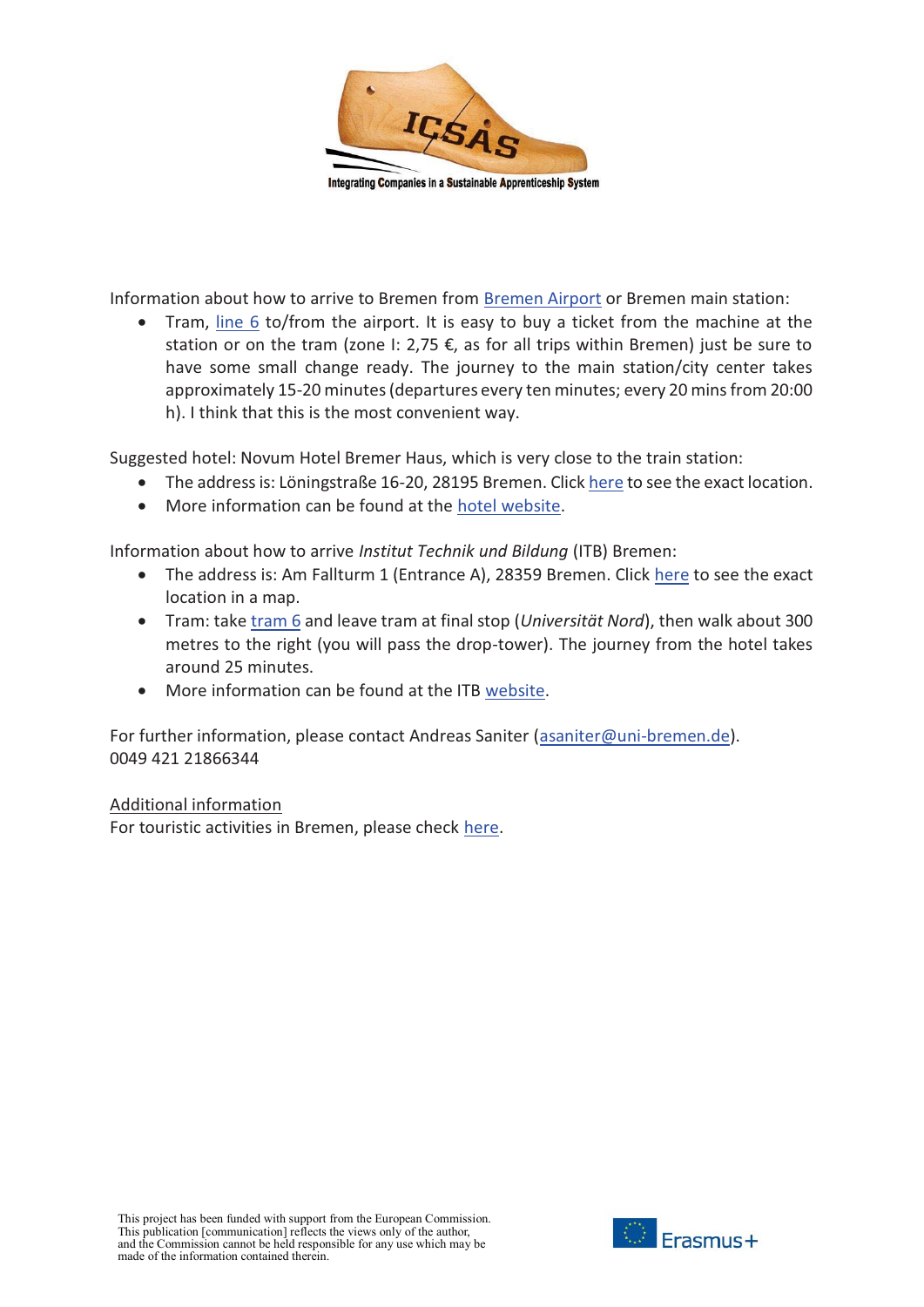Integrating Companies in a Sustainable Apprenticeship System

Information about how to arrive to Bremen from Bremen Airport or Bremen main station:

- Tram, line 6 to/from the airport. It is easy to buy a ticket from the machine at the station or on the tram (zone I: 2,75 €, as for all trips within Bremen) just be sure to have some small change ready. The journey to the main station/city center takes approximately 15-20 minutes (departures every ten minutes; every 20 mins from 20:00 h). I think that this is the most convenient way.

Suggested hotel: Novum Hotel Bremer Haus, which is very close to the train station:

- The address is: Löningstraße 16-20, 28195 Bremen. Click here to see the exact location.
- More information can be found at the hotel website.

Information about how to arrive *Institut Technik und Bildung* (ITB) Bremen:

- The address is: Am Fallturm 1 (Entrance A), 28359 Bremen. Click here to see the exact location in a map.
- Tram: take tram 6 and leave tram at final stop (*Universität Nord*), then walk about 300 metres to the right (you will pass the drop-tower). The journey from the hotel takes around 25 minutes.
- More information can be found at the ITB website.

For further information, please contact Andreas Saniter (asaniter@uni-bremen.de).
0049 421 21866344

Additional information
For touristic activities in Bremen, please check here.

This project has been funded with support from the European Commission.
This publication [communication] reflects the views only of the author, and the Commission cannot be held responsible for any use which may be made of the information contained therein.

Erasmus+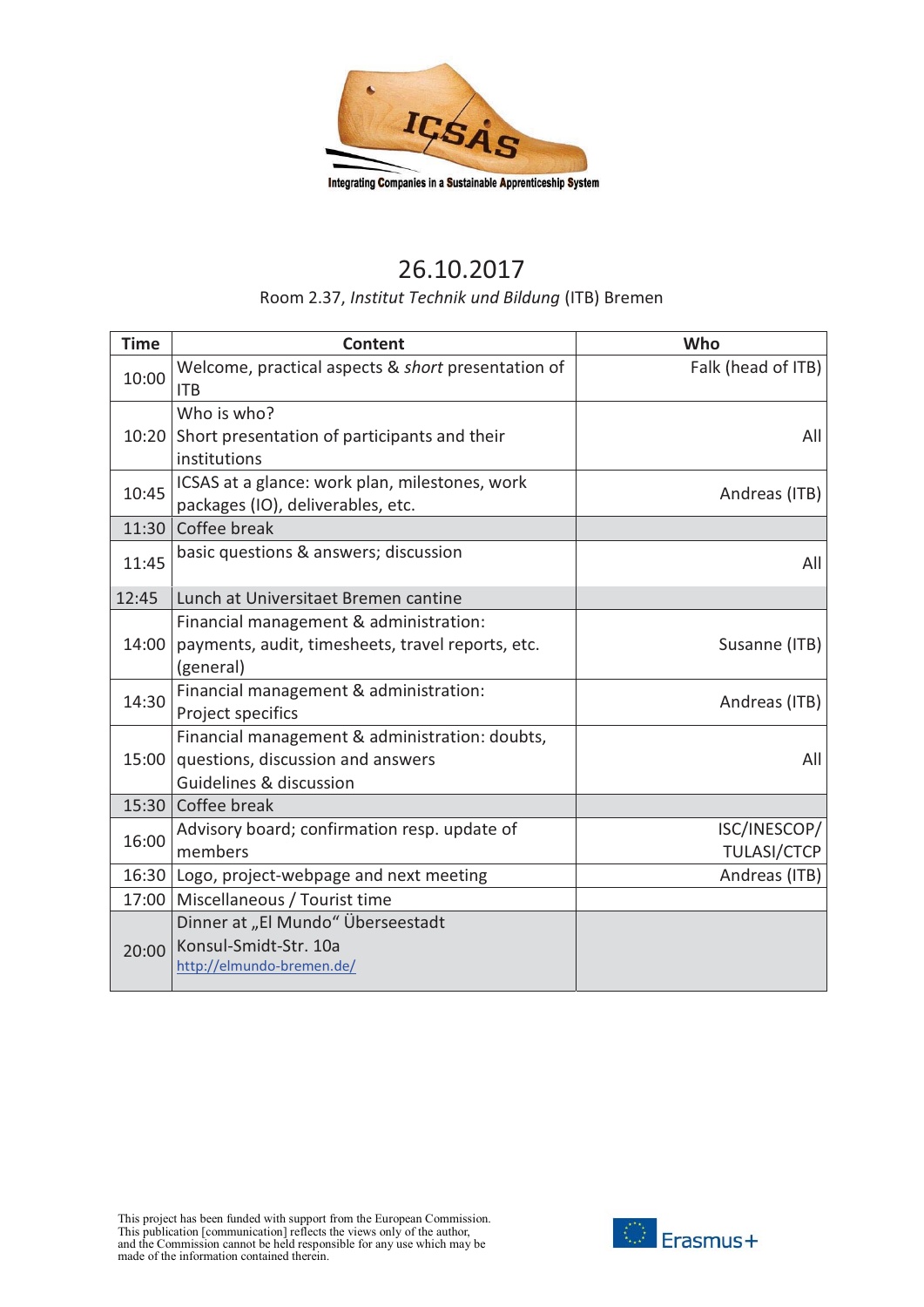Integrating Companies in a Sustainable Apprenticeship System

# 26.10.2017

Room 2.37, *Institut Technik und Bildung* (ITB) Bremen

| Time | Content | Who |
|---|---|---|
| 10:00 | Welcome, practical aspects & *short* presentation of ITB | Falk (head of ITB) |
| 10:20 | Who is who?<br>Short presentation of participants and their institutions | All |
| 10:45 | ICSAS at a glance: work plan, milestones, work packages (IO), deliverables, etc. | Andreas (ITB) |
| 11:30 | Coffee break | |
| 11:45 | basic questions & answers; discussion | All |
| 12:45 | Lunch at Universitaet Bremen cantine | |
| 14:00 | Financial management & administration: payments, audit, timesheets, travel reports, etc. (general) | Susanne (ITB) |
| 14:30 | Financial management & administration: Project specifics | Andreas (ITB) |
| 15:00 | Financial management & administration: doubts, questions, discussion and answers<br>Guidelines & discussion | All |
| 15:30 | Coffee break | |
| 16:00 | Advisory board; confirmation resp. update of members | ISC/INESCOP/ TULASI/CTCP |
| 16:30 | Logo, project-webpage and next meeting | Andreas (ITB) |
| 17:00 | Miscellaneous / Tourist time | |
| 20:00 | Dinner at „El Mundo" Überseestadt<br>Konsul-Smidt-Str. 10a<br>http://elmundo-bremen.de/ | |

This project has been funded with support from the European Commission. This publication [communication] reflects the views only of the author, and the Commission cannot be held responsible for any use which may be made of the information contained therein.

Erasmus+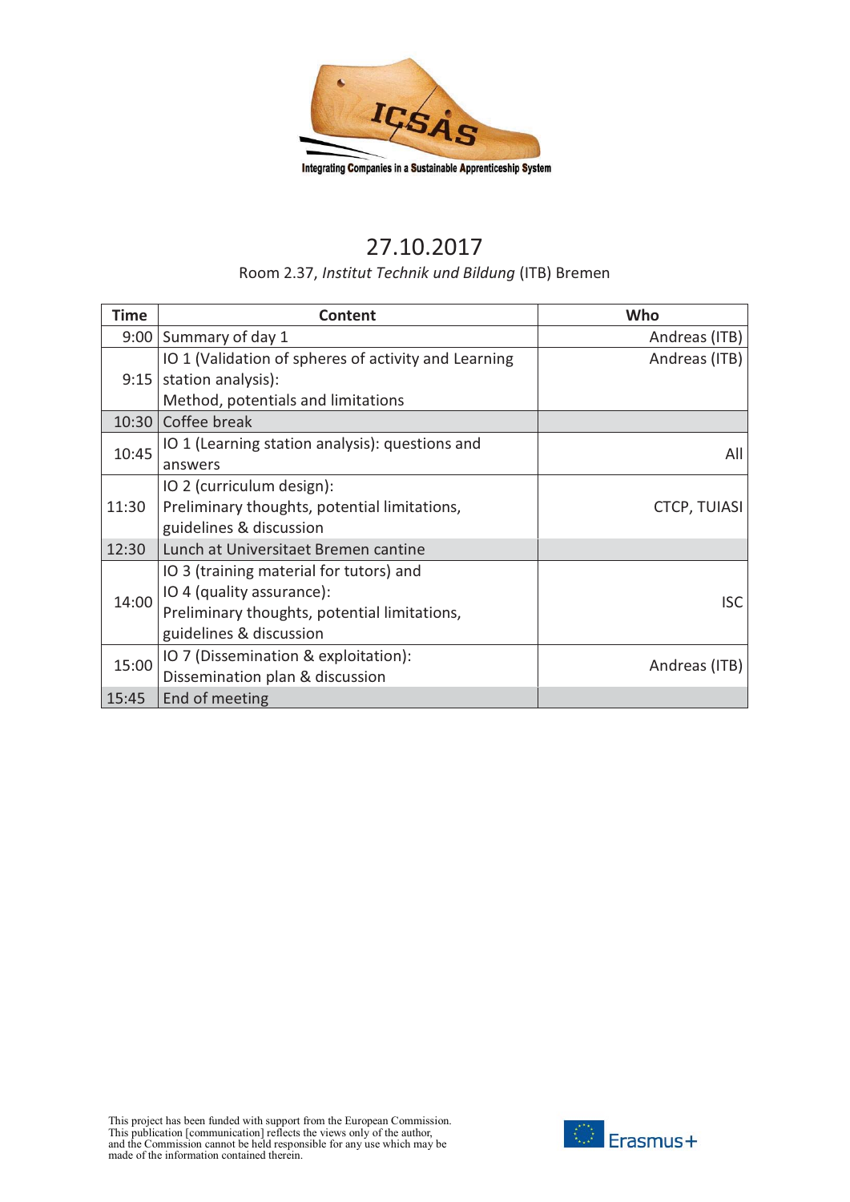Integrating Companies in a Sustainable Apprenticeship System

# 27.10.2017

Room 2.37, *Institut Technik und Bildung* (ITB) Bremen

| Time | Content | Who |
|---|---|---|
| 9:00 | Summary of day 1 | Andreas (ITB) |
| 9:15 | IO 1 (Validation of spheres of activity and Learning station analysis): Method, potentials and limitations | Andreas (ITB) |
| 10:30 | Coffee break | |
| 10:45 | IO 1 (Learning station analysis): questions and answers | All |
| 11:30 | IO 2 (curriculum design): Preliminary thoughts, potential limitations, guidelines & discussion | CTCP, TUIASI |
| 12:30 | Lunch at Universitaet Bremen cantine | |
| 14:00 | IO 3 (training material for tutors) and IO 4 (quality assurance): Preliminary thoughts, potential limitations, guidelines & discussion | ISC |
| 15:00 | IO 7 (Dissemination & exploitation): Dissemination plan & discussion | Andreas (ITB) |
| 15:45 | End of meeting | |

This project has been funded with support from the European Commission. This publication [communication] reflects the views only of the author, and the Commission cannot be held responsible for any use which may be made of the information contained therein.

Erasmus+